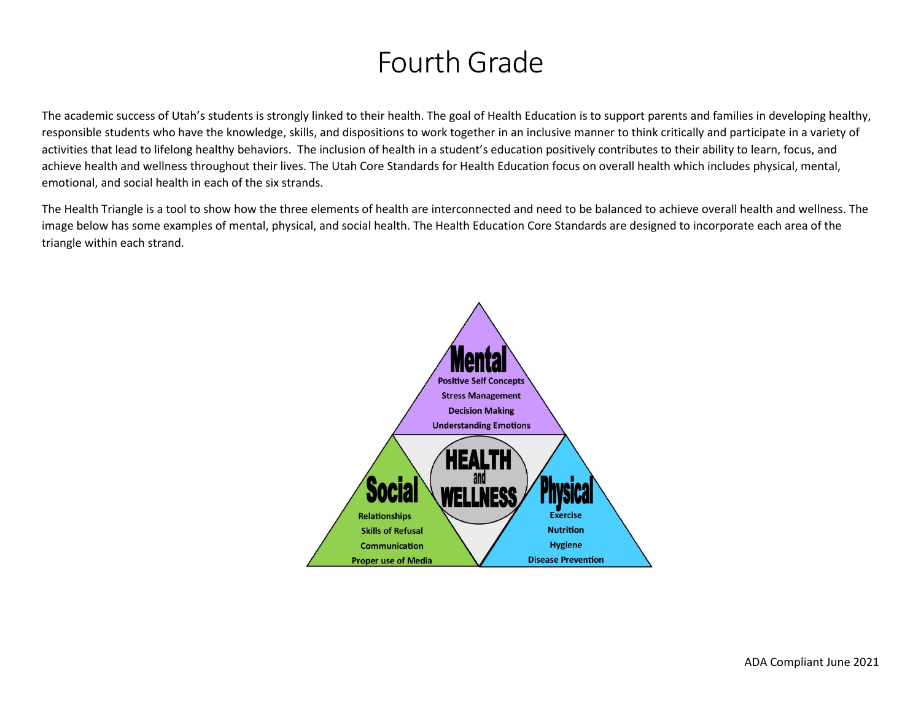# Fourth Grade

The academic success of Utah's students is strongly linked to their health. The goal of Health Education is to support parents and families in developing healthy, responsible students who have the knowledge, skills, and dispositions to work together in an inclusive manner to think critically and participate in a variety of activities that lead to lifelong healthy behaviors. The inclusion of health in a student's education positively contributes to their ability to learn, focus, and achieve health and wellness throughout their lives. The Utah Core Standards for Health Education focus on overall health which includes physical, mental, emotional, and social health in each of the six strands.

The Health Triangle is a tool to show how the three elements of health are interconnected and need to be balanced to achieve overall health and wellness. The image below has some examples of mental, physical, and social health. The Health Education Core Standards are designed to incorporate each area of the triangle within each strand.

**HEALTH and WELLNESS**

**Mental**
- Positive Self Concepts
- Stress Management
- Decision Making
- Understanding Emotions

**Social**
- Relationships
- Skills of Refusal
- Communication
- Proper use of Media

**Physical**
- Exercise
- Nutrition
- Hygiene
- Disease Prevention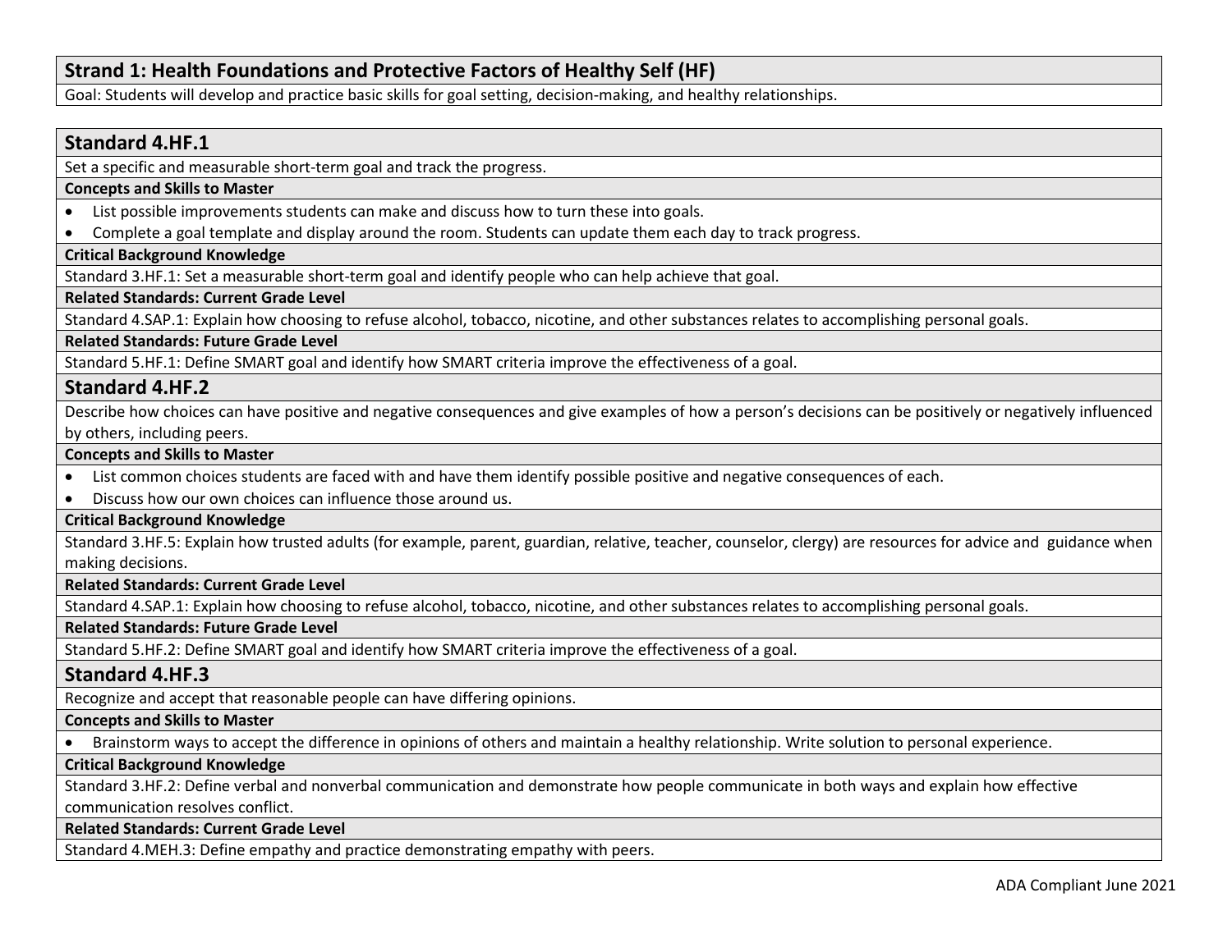## Strand 1: Health Foundations and Protective Factors of Healthy Self (HF)

Goal: Students will develop and practice basic skills for goal setting, decision-making, and healthy relationships.

### Standard 4.HF.1

Set a specific and measurable short-term goal and track the progress.

**Concepts and Skills to Master**

- List possible improvements students can make and discuss how to turn these into goals.
- Complete a goal template and display around the room. Students can update them each day to track progress.

**Critical Background Knowledge**

Standard 3.HF.1: Set a measurable short-term goal and identify people who can help achieve that goal.

**Related Standards: Current Grade Level**

Standard 4.SAP.1: Explain how choosing to refuse alcohol, tobacco, nicotine, and other substances relates to accomplishing personal goals.

**Related Standards: Future Grade Level**

Standard 5.HF.1: Define SMART goal and identify how SMART criteria improve the effectiveness of a goal.

### Standard 4.HF.2

Describe how choices can have positive and negative consequences and give examples of how a person's decisions can be positively or negatively influenced by others, including peers.

**Concepts and Skills to Master**

- List common choices students are faced with and have them identify possible positive and negative consequences of each.
- Discuss how our own choices can influence those around us.

**Critical Background Knowledge**

Standard 3.HF.5: Explain how trusted adults (for example, parent, guardian, relative, teacher, counselor, clergy) are resources for advice and guidance when making decisions.

**Related Standards: Current Grade Level**

Standard 4.SAP.1: Explain how choosing to refuse alcohol, tobacco, nicotine, and other substances relates to accomplishing personal goals.

**Related Standards: Future Grade Level**

Standard 5.HF.2: Define SMART goal and identify how SMART criteria improve the effectiveness of a goal.

### Standard 4.HF.3

Recognize and accept that reasonable people can have differing opinions.

**Concepts and Skills to Master**

- Brainstorm ways to accept the difference in opinions of others and maintain a healthy relationship. Write solution to personal experience.

**Critical Background Knowledge**

Standard 3.HF.2: Define verbal and nonverbal communication and demonstrate how people communicate in both ways and explain how effective communication resolves conflict.

**Related Standards: Current Grade Level**

Standard 4.MEH.3: Define empathy and practice demonstrating empathy with peers.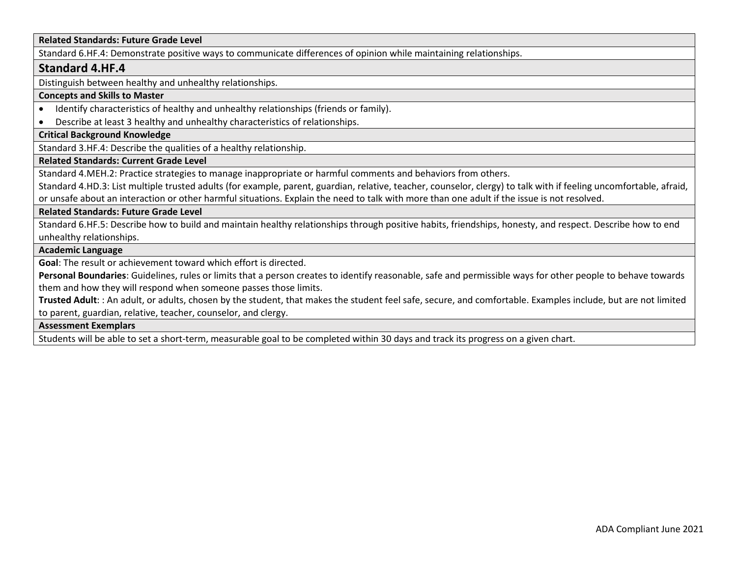**Related Standards: Future Grade Level**

Standard 6.HF.4: Demonstrate positive ways to communicate differences of opinion while maintaining relationships.

## Standard 4.HF.4

Distinguish between healthy and unhealthy relationships.

**Concepts and Skills to Master**

- Identify characteristics of healthy and unhealthy relationships (friends or family).
- Describe at least 3 healthy and unhealthy characteristics of relationships.

**Critical Background Knowledge**

Standard 3.HF.4: Describe the qualities of a healthy relationship.

**Related Standards: Current Grade Level**

Standard 4.MEH.2: Practice strategies to manage inappropriate or harmful comments and behaviors from others.

Standard 4.HD.3: List multiple trusted adults (for example, parent, guardian, relative, teacher, counselor, clergy) to talk with if feeling uncomfortable, afraid, or unsafe about an interaction or other harmful situations. Explain the need to talk with more than one adult if the issue is not resolved.

**Related Standards: Future Grade Level**

Standard 6.HF.5: Describe how to build and maintain healthy relationships through positive habits, friendships, honesty, and respect. Describe how to end unhealthy relationships.

**Academic Language**

**Goal**: The result or achievement toward which effort is directed.

**Personal Boundaries**: Guidelines, rules or limits that a person creates to identify reasonable, safe and permissible ways for other people to behave towards them and how they will respond when someone passes those limits.

**Trusted Adult**: : An adult, or adults, chosen by the student, that makes the student feel safe, secure, and comfortable. Examples include, but are not limited to parent, guardian, relative, teacher, counselor, and clergy.

**Assessment Exemplars**

Students will be able to set a short-term, measurable goal to be completed within 30 days and track its progress on a given chart.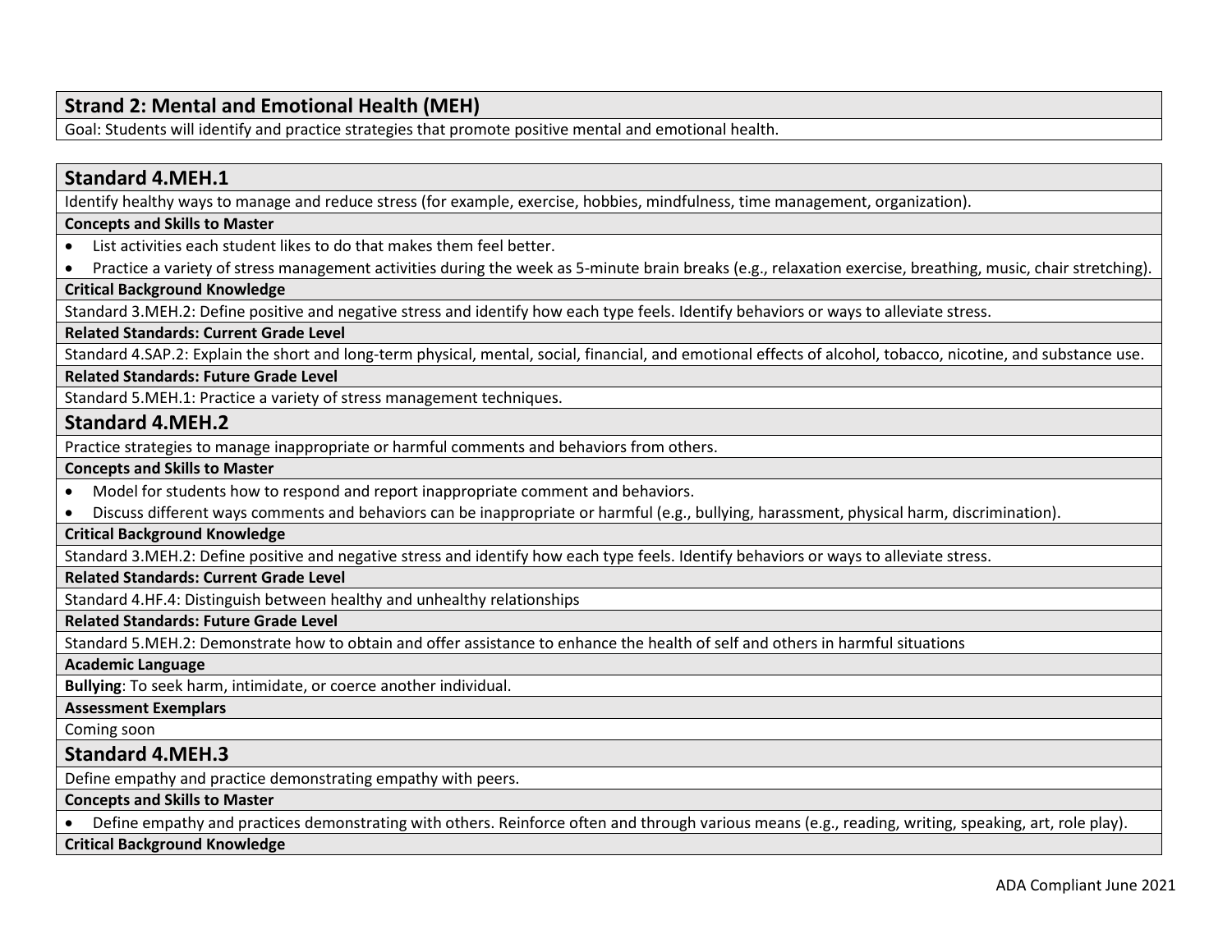## Strand 2: Mental and Emotional Health (MEH)

Goal: Students will identify and practice strategies that promote positive mental and emotional health.

### Standard 4.MEH.1

Identify healthy ways to manage and reduce stress (for example, exercise, hobbies, mindfulness, time management, organization).

**Concepts and Skills to Master**

- List activities each student likes to do that makes them feel better.
- Practice a variety of stress management activities during the week as 5-minute brain breaks (e.g., relaxation exercise, breathing, music, chair stretching).

**Critical Background Knowledge**

Standard 3.MEH.2: Define positive and negative stress and identify how each type feels. Identify behaviors or ways to alleviate stress.

**Related Standards: Current Grade Level**

Standard 4.SAP.2: Explain the short and long-term physical, mental, social, financial, and emotional effects of alcohol, tobacco, nicotine, and substance use.

**Related Standards: Future Grade Level**

Standard 5.MEH.1: Practice a variety of stress management techniques.

### Standard 4.MEH.2

Practice strategies to manage inappropriate or harmful comments and behaviors from others.

**Concepts and Skills to Master**

- Model for students how to respond and report inappropriate comment and behaviors.
- Discuss different ways comments and behaviors can be inappropriate or harmful (e.g., bullying, harassment, physical harm, discrimination).

**Critical Background Knowledge**

Standard 3.MEH.2: Define positive and negative stress and identify how each type feels. Identify behaviors or ways to alleviate stress.

**Related Standards: Current Grade Level**

Standard 4.HF.4: Distinguish between healthy and unhealthy relationships

**Related Standards: Future Grade Level**

Standard 5.MEH.2: Demonstrate how to obtain and offer assistance to enhance the health of self and others in harmful situations

**Academic Language**

**Bullying**: To seek harm, intimidate, or coerce another individual.

**Assessment Exemplars**

Coming soon

### Standard 4.MEH.3

Define empathy and practice demonstrating empathy with peers.

**Concepts and Skills to Master**

- Define empathy and practices demonstrating with others. Reinforce often and through various means (e.g., reading, writing, speaking, art, role play).

**Critical Background Knowledge**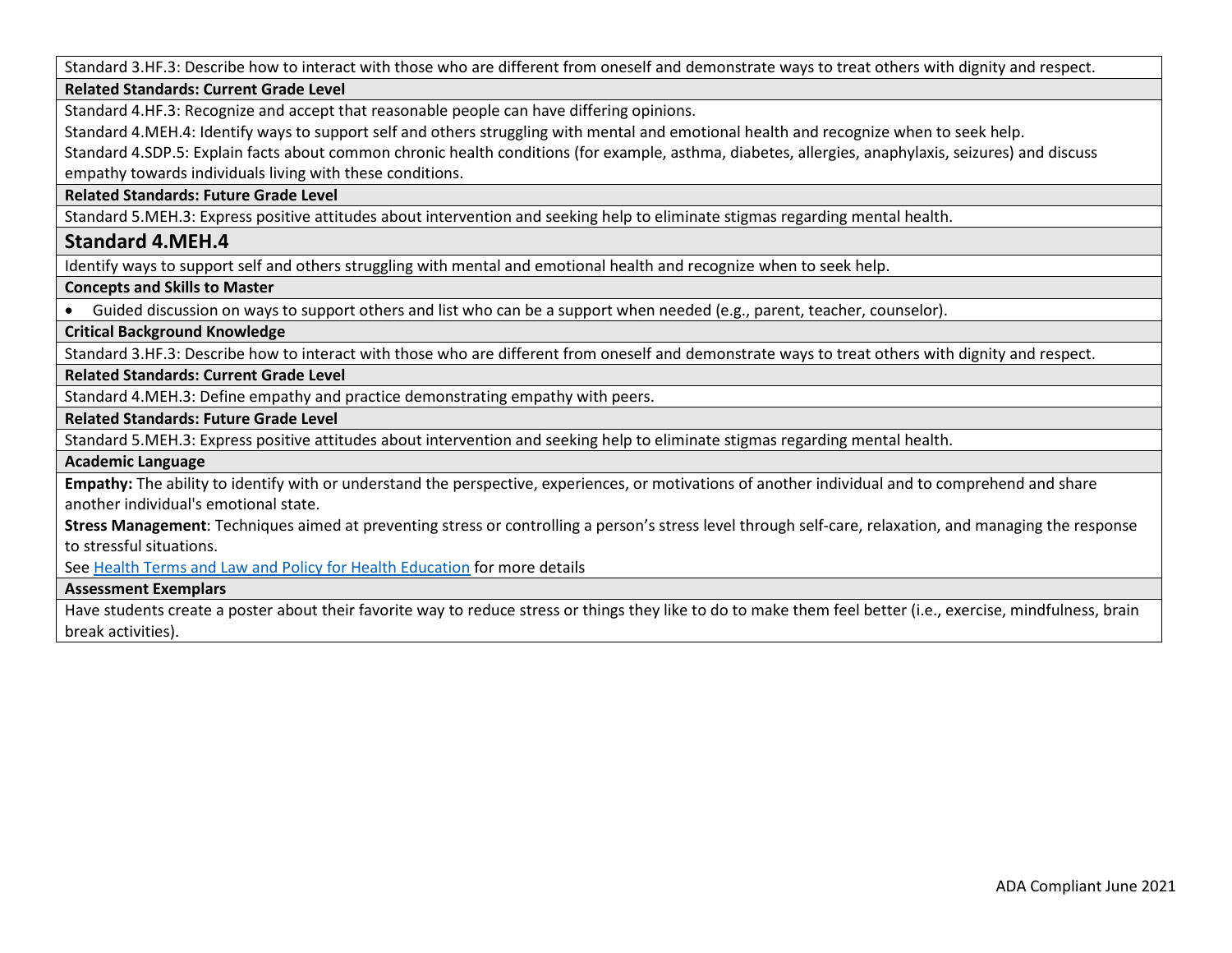Standard 3.HF.3: Describe how to interact with those who are different from oneself and demonstrate ways to treat others with dignity and respect.

**Related Standards: Current Grade Level**

Standard 4.HF.3: Recognize and accept that reasonable people can have differing opinions.
Standard 4.MEH.4: Identify ways to support self and others struggling with mental and emotional health and recognize when to seek help.
Standard 4.SDP.5: Explain facts about common chronic health conditions (for example, asthma, diabetes, allergies, anaphylaxis, seizures) and discuss empathy towards individuals living with these conditions.

**Related Standards: Future Grade Level**

Standard 5.MEH.3: Express positive attitudes about intervention and seeking help to eliminate stigmas regarding mental health.

## Standard 4.MEH.4

Identify ways to support self and others struggling with mental and emotional health and recognize when to seek help.

**Concepts and Skills to Master**

- Guided discussion on ways to support others and list who can be a support when needed (e.g., parent, teacher, counselor).

**Critical Background Knowledge**

Standard 3.HF.3: Describe how to interact with those who are different from oneself and demonstrate ways to treat others with dignity and respect.

**Related Standards: Current Grade Level**

Standard 4.MEH.3: Define empathy and practice demonstrating empathy with peers.

**Related Standards: Future Grade Level**

Standard 5.MEH.3: Express positive attitudes about intervention and seeking help to eliminate stigmas regarding mental health.

**Academic Language**

**Empathy:** The ability to identify with or understand the perspective, experiences, or motivations of another individual and to comprehend and share another individual's emotional state.
**Stress Management**: Techniques aimed at preventing stress or controlling a person's stress level through self-care, relaxation, and managing the response to stressful situations.
See Health Terms and Law and Policy for Health Education for more details

**Assessment Exemplars**

Have students create a poster about their favorite way to reduce stress or things they like to do to make them feel better (i.e., exercise, mindfulness, brain break activities).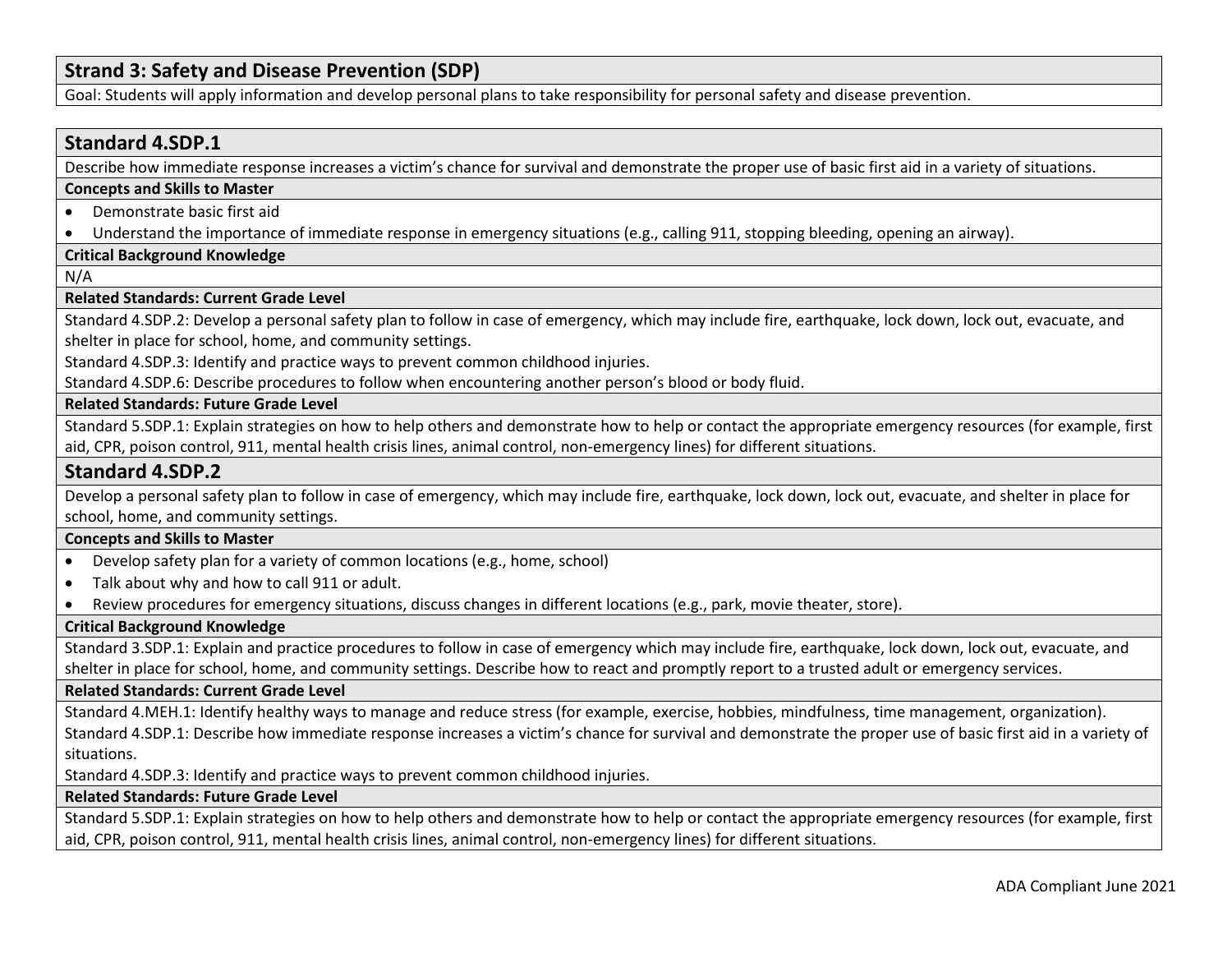## Strand 3: Safety and Disease Prevention (SDP)

Goal: Students will apply information and develop personal plans to take responsibility for personal safety and disease prevention.

### Standard 4.SDP.1

Describe how immediate response increases a victim's chance for survival and demonstrate the proper use of basic first aid in a variety of situations.

**Concepts and Skills to Master**

- Demonstrate basic first aid
- Understand the importance of immediate response in emergency situations (e.g., calling 911, stopping bleeding, opening an airway).

**Critical Background Knowledge**

N/A

**Related Standards: Current Grade Level**

Standard 4.SDP.2: Develop a personal safety plan to follow in case of emergency, which may include fire, earthquake, lock down, lock out, evacuate, and shelter in place for school, home, and community settings.

Standard 4.SDP.3: Identify and practice ways to prevent common childhood injuries.

Standard 4.SDP.6: Describe procedures to follow when encountering another person's blood or body fluid.

**Related Standards: Future Grade Level**

Standard 5.SDP.1: Explain strategies on how to help others and demonstrate how to help or contact the appropriate emergency resources (for example, first aid, CPR, poison control, 911, mental health crisis lines, animal control, non-emergency lines) for different situations.

### Standard 4.SDP.2

Develop a personal safety plan to follow in case of emergency, which may include fire, earthquake, lock down, lock out, evacuate, and shelter in place for school, home, and community settings.

**Concepts and Skills to Master**

- Develop safety plan for a variety of common locations (e.g., home, school)
- Talk about why and how to call 911 or adult.
- Review procedures for emergency situations, discuss changes in different locations (e.g., park, movie theater, store).

**Critical Background Knowledge**

Standard 3.SDP.1: Explain and practice procedures to follow in case of emergency which may include fire, earthquake, lock down, lock out, evacuate, and shelter in place for school, home, and community settings. Describe how to react and promptly report to a trusted adult or emergency services.

**Related Standards: Current Grade Level**

Standard 4.MEH.1: Identify healthy ways to manage and reduce stress (for example, exercise, hobbies, mindfulness, time management, organization).

Standard 4.SDP.1: Describe how immediate response increases a victim's chance for survival and demonstrate the proper use of basic first aid in a variety of situations.

Standard 4.SDP.3: Identify and practice ways to prevent common childhood injuries.

**Related Standards: Future Grade Level**

Standard 5.SDP.1: Explain strategies on how to help others and demonstrate how to help or contact the appropriate emergency resources (for example, first aid, CPR, poison control, 911, mental health crisis lines, animal control, non-emergency lines) for different situations.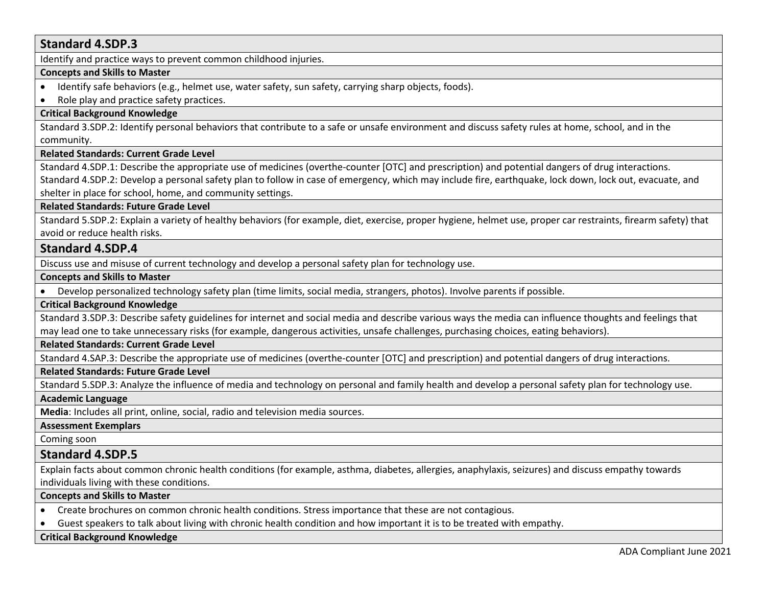## Standard 4.SDP.3

Identify and practice ways to prevent common childhood injuries.

**Concepts and Skills to Master**

- Identify safe behaviors (e.g., helmet use, water safety, sun safety, carrying sharp objects, foods).
- Role play and practice safety practices.

**Critical Background Knowledge**

Standard 3.SDP.2: Identify personal behaviors that contribute to a safe or unsafe environment and discuss safety rules at home, school, and in the community.

**Related Standards: Current Grade Level**

Standard 4.SDP.1: Describe the appropriate use of medicines (overthe-counter [OTC] and prescription) and potential dangers of drug interactions.
Standard 4.SDP.2: Develop a personal safety plan to follow in case of emergency, which may include fire, earthquake, lock down, lock out, evacuate, and shelter in place for school, home, and community settings.

**Related Standards: Future Grade Level**

Standard 5.SDP.2: Explain a variety of healthy behaviors (for example, diet, exercise, proper hygiene, helmet use, proper car restraints, firearm safety) that avoid or reduce health risks.

## Standard 4.SDP.4

Discuss use and misuse of current technology and develop a personal safety plan for technology use.

**Concepts and Skills to Master**

- Develop personalized technology safety plan (time limits, social media, strangers, photos). Involve parents if possible.

**Critical Background Knowledge**

Standard 3.SDP.3: Describe safety guidelines for internet and social media and describe various ways the media can influence thoughts and feelings that may lead one to take unnecessary risks (for example, dangerous activities, unsafe challenges, purchasing choices, eating behaviors).

**Related Standards: Current Grade Level**

Standard 4.SAP.3: Describe the appropriate use of medicines (overthe-counter [OTC] and prescription) and potential dangers of drug interactions.

**Related Standards: Future Grade Level**

Standard 5.SDP.3: Analyze the influence of media and technology on personal and family health and develop a personal safety plan for technology use.

**Academic Language**

**Media**: Includes all print, online, social, radio and television media sources.

**Assessment Exemplars**

Coming soon

## Standard 4.SDP.5

Explain facts about common chronic health conditions (for example, asthma, diabetes, allergies, anaphylaxis, seizures) and discuss empathy towards individuals living with these conditions.

**Concepts and Skills to Master**

- Create brochures on common chronic health conditions. Stress importance that these are not contagious.
- Guest speakers to talk about living with chronic health condition and how important it is to be treated with empathy.

**Critical Background Knowledge**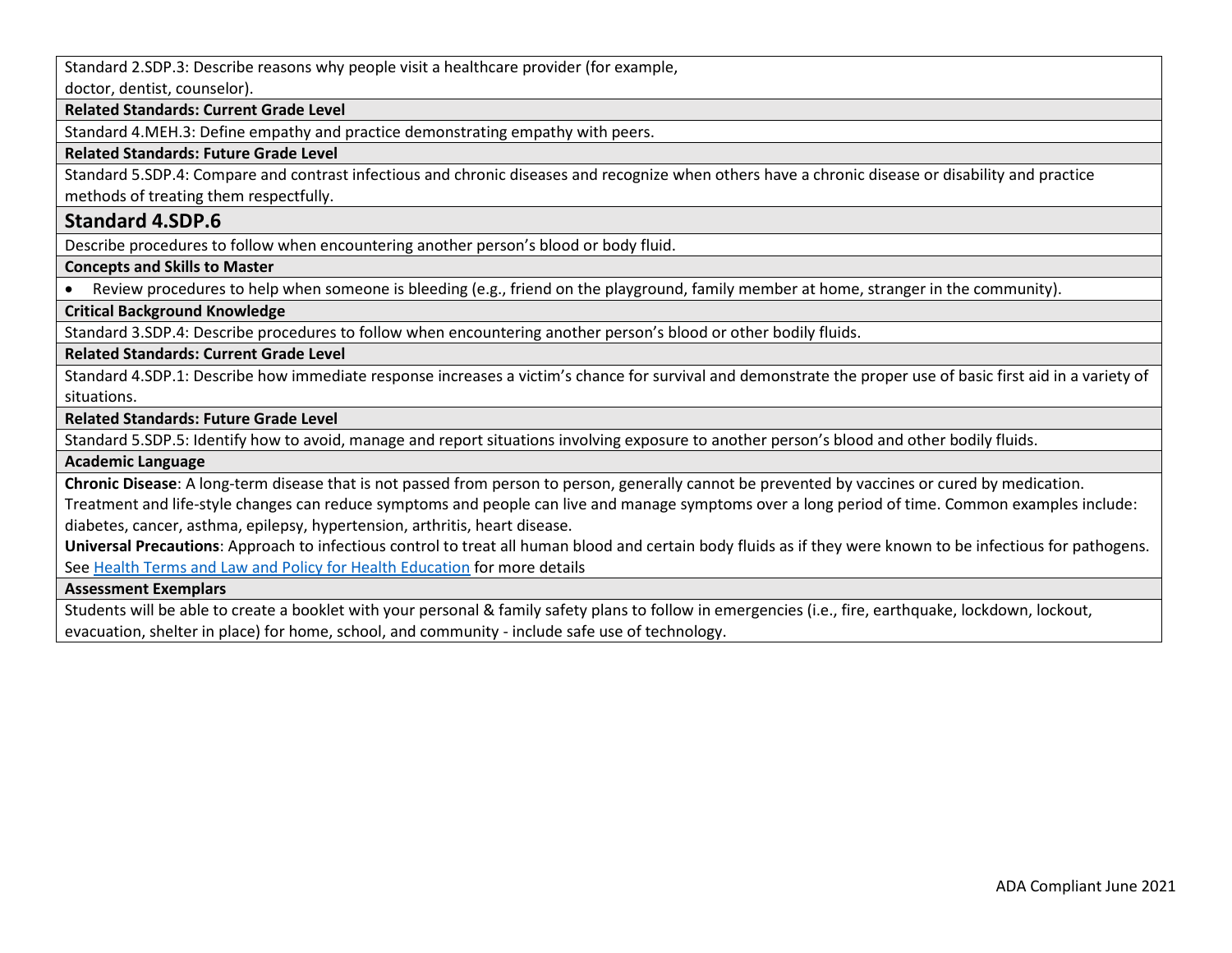Standard 2.SDP.3: Describe reasons why people visit a healthcare provider (for example, doctor, dentist, counselor).

**Related Standards: Current Grade Level**

Standard 4.MEH.3: Define empathy and practice demonstrating empathy with peers.

**Related Standards: Future Grade Level**

Standard 5.SDP.4: Compare and contrast infectious and chronic diseases and recognize when others have a chronic disease or disability and practice methods of treating them respectfully.

## Standard 4.SDP.6

Describe procedures to follow when encountering another person's blood or body fluid.

**Concepts and Skills to Master**

- Review procedures to help when someone is bleeding (e.g., friend on the playground, family member at home, stranger in the community).

**Critical Background Knowledge**

Standard 3.SDP.4: Describe procedures to follow when encountering another person's blood or other bodily fluids.

**Related Standards: Current Grade Level**

Standard 4.SDP.1: Describe how immediate response increases a victim's chance for survival and demonstrate the proper use of basic first aid in a variety of situations.

**Related Standards: Future Grade Level**

Standard 5.SDP.5: Identify how to avoid, manage and report situations involving exposure to another person's blood and other bodily fluids.

**Academic Language**

**Chronic Disease**: A long-term disease that is not passed from person to person, generally cannot be prevented by vaccines or cured by medication. Treatment and life-style changes can reduce symptoms and people can live and manage symptoms over a long period of time. Common examples include: diabetes, cancer, asthma, epilepsy, hypertension, arthritis, heart disease.

**Universal Precautions**: Approach to infectious control to treat all human blood and certain body fluids as if they were known to be infectious for pathogens. See [Health Terms and Law and Policy for Health Education] for more details

**Assessment Exemplars**

Students will be able to create a booklet with your personal & family safety plans to follow in emergencies (i.e., fire, earthquake, lockdown, lockout, evacuation, shelter in place) for home, school, and community - include safe use of technology.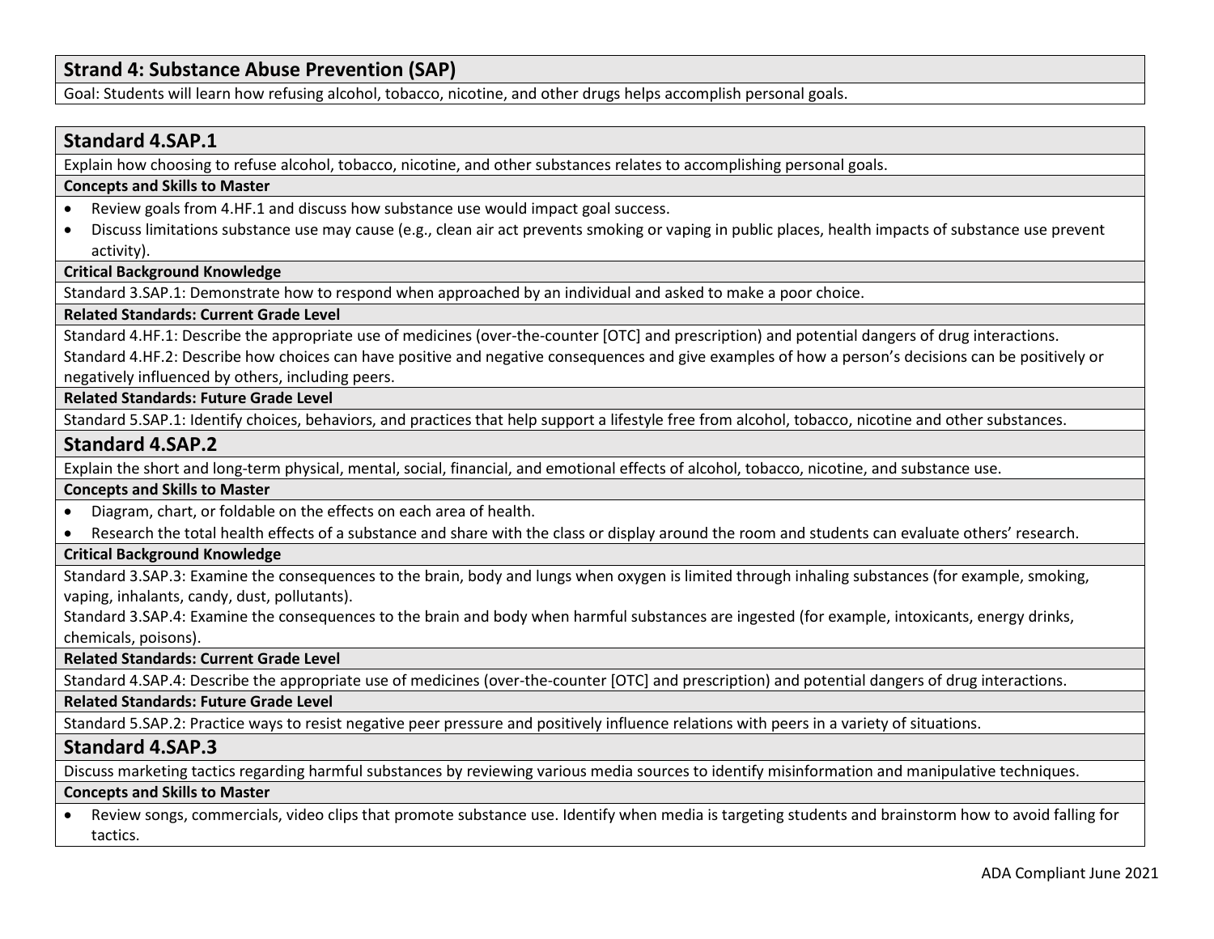## Strand 4: Substance Abuse Prevention (SAP)

Goal: Students will learn how refusing alcohol, tobacco, nicotine, and other drugs helps accomplish personal goals.

### Standard 4.SAP.1

Explain how choosing to refuse alcohol, tobacco, nicotine, and other substances relates to accomplishing personal goals.

**Concepts and Skills to Master**

- Review goals from 4.HF.1 and discuss how substance use would impact goal success.
- Discuss limitations substance use may cause (e.g., clean air act prevents smoking or vaping in public places, health impacts of substance use prevent activity).

**Critical Background Knowledge**

Standard 3.SAP.1: Demonstrate how to respond when approached by an individual and asked to make a poor choice.

**Related Standards: Current Grade Level**

Standard 4.HF.1: Describe the appropriate use of medicines (over-the-counter [OTC] and prescription) and potential dangers of drug interactions.

Standard 4.HF.2: Describe how choices can have positive and negative consequences and give examples of how a person's decisions can be positively or negatively influenced by others, including peers.

**Related Standards: Future Grade Level**

Standard 5.SAP.1: Identify choices, behaviors, and practices that help support a lifestyle free from alcohol, tobacco, nicotine and other substances.

### Standard 4.SAP.2

Explain the short and long-term physical, mental, social, financial, and emotional effects of alcohol, tobacco, nicotine, and substance use.

**Concepts and Skills to Master**

- Diagram, chart, or foldable on the effects on each area of health.
- Research the total health effects of a substance and share with the class or display around the room and students can evaluate others' research.

**Critical Background Knowledge**

Standard 3.SAP.3: Examine the consequences to the brain, body and lungs when oxygen is limited through inhaling substances (for example, smoking, vaping, inhalants, candy, dust, pollutants).

Standard 3.SAP.4: Examine the consequences to the brain and body when harmful substances are ingested (for example, intoxicants, energy drinks, chemicals, poisons).

**Related Standards: Current Grade Level**

Standard 4.SAP.4: Describe the appropriate use of medicines (over-the-counter [OTC] and prescription) and potential dangers of drug interactions.

**Related Standards: Future Grade Level**

Standard 5.SAP.2: Practice ways to resist negative peer pressure and positively influence relations with peers in a variety of situations.

### Standard 4.SAP.3

Discuss marketing tactics regarding harmful substances by reviewing various media sources to identify misinformation and manipulative techniques.

**Concepts and Skills to Master**

- Review songs, commercials, video clips that promote substance use. Identify when media is targeting students and brainstorm how to avoid falling for tactics.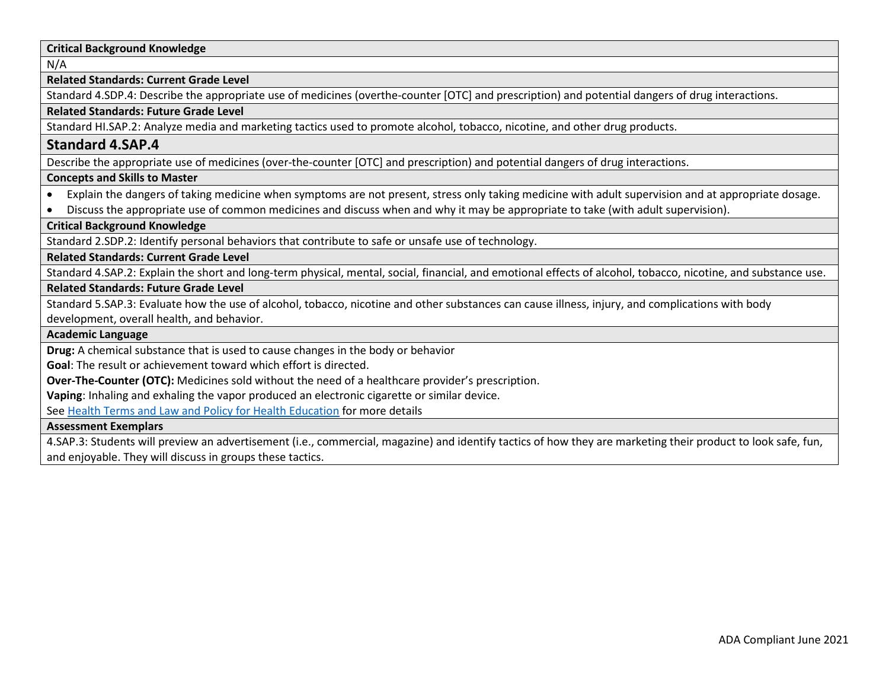**Critical Background Knowledge**

N/A

**Related Standards: Current Grade Level**

Standard 4.SDP.4: Describe the appropriate use of medicines (overthe-counter [OTC] and prescription) and potential dangers of drug interactions.

**Related Standards: Future Grade Level**

Standard HI.SAP.2: Analyze media and marketing tactics used to promote alcohol, tobacco, nicotine, and other drug products.

## Standard 4.SAP.4

Describe the appropriate use of medicines (over-the-counter [OTC] and prescription) and potential dangers of drug interactions.

**Concepts and Skills to Master**

- Explain the dangers of taking medicine when symptoms are not present, stress only taking medicine with adult supervision and at appropriate dosage.
- Discuss the appropriate use of common medicines and discuss when and why it may be appropriate to take (with adult supervision).

**Critical Background Knowledge**

Standard 2.SDP.2: Identify personal behaviors that contribute to safe or unsafe use of technology.

**Related Standards: Current Grade Level**

Standard 4.SAP.2: Explain the short and long-term physical, mental, social, financial, and emotional effects of alcohol, tobacco, nicotine, and substance use.

**Related Standards: Future Grade Level**

Standard 5.SAP.3: Evaluate how the use of alcohol, tobacco, nicotine and other substances can cause illness, injury, and complications with body development, overall health, and behavior.

**Academic Language**

**Drug:** A chemical substance that is used to cause changes in the body or behavior

**Goal**: The result or achievement toward which effort is directed.

**Over-The-Counter (OTC):** Medicines sold without the need of a healthcare provider's prescription.

**Vaping**: Inhaling and exhaling the vapor produced an electronic cigarette or similar device.

See [Health Terms and Law and Policy for Health Education]() for more details

**Assessment Exemplars**

4.SAP.3: Students will preview an advertisement (i.e., commercial, magazine) and identify tactics of how they are marketing their product to look safe, fun, and enjoyable. They will discuss in groups these tactics.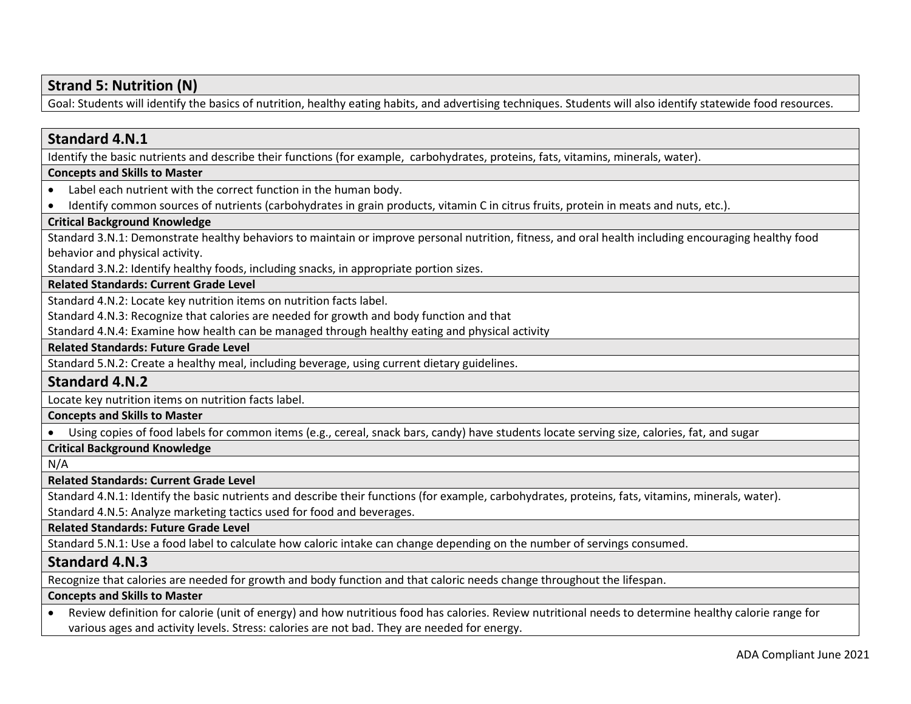## Strand 5: Nutrition (N)

Goal: Students will identify the basics of nutrition, healthy eating habits, and advertising techniques. Students will also identify statewide food resources.

### Standard 4.N.1

Identify the basic nutrients and describe their functions (for example,  carbohydrates, proteins, fats, vitamins, minerals, water).

**Concepts and Skills to Master**

- Label each nutrient with the correct function in the human body.
- Identify common sources of nutrients (carbohydrates in grain products, vitamin C in citrus fruits, protein in meats and nuts, etc.).

**Critical Background Knowledge**

Standard 3.N.1: Demonstrate healthy behaviors to maintain or improve personal nutrition, fitness, and oral health including encouraging healthy food behavior and physical activity.

Standard 3.N.2: Identify healthy foods, including snacks, in appropriate portion sizes.

**Related Standards: Current Grade Level**

Standard 4.N.2: Locate key nutrition items on nutrition facts label.

Standard 4.N.3: Recognize that calories are needed for growth and body function and that

Standard 4.N.4: Examine how health can be managed through healthy eating and physical activity

**Related Standards: Future Grade Level**

Standard 5.N.2: Create a healthy meal, including beverage, using current dietary guidelines.

### Standard 4.N.2

Locate key nutrition items on nutrition facts label.

**Concepts and Skills to Master**

- Using copies of food labels for common items (e.g., cereal, snack bars, candy) have students locate serving size, calories, fat, and sugar

**Critical Background Knowledge**

N/A

**Related Standards: Current Grade Level**

Standard 4.N.1: Identify the basic nutrients and describe their functions (for example, carbohydrates, proteins, fats, vitamins, minerals, water).

Standard 4.N.5: Analyze marketing tactics used for food and beverages.

**Related Standards: Future Grade Level**

Standard 5.N.1: Use a food label to calculate how caloric intake can change depending on the number of servings consumed.

### Standard 4.N.3

Recognize that calories are needed for growth and body function and that caloric needs change throughout the lifespan.

**Concepts and Skills to Master**

- Review definition for calorie (unit of energy) and how nutritious food has calories. Review nutritional needs to determine healthy calorie range for various ages and activity levels. Stress: calories are not bad. They are needed for energy.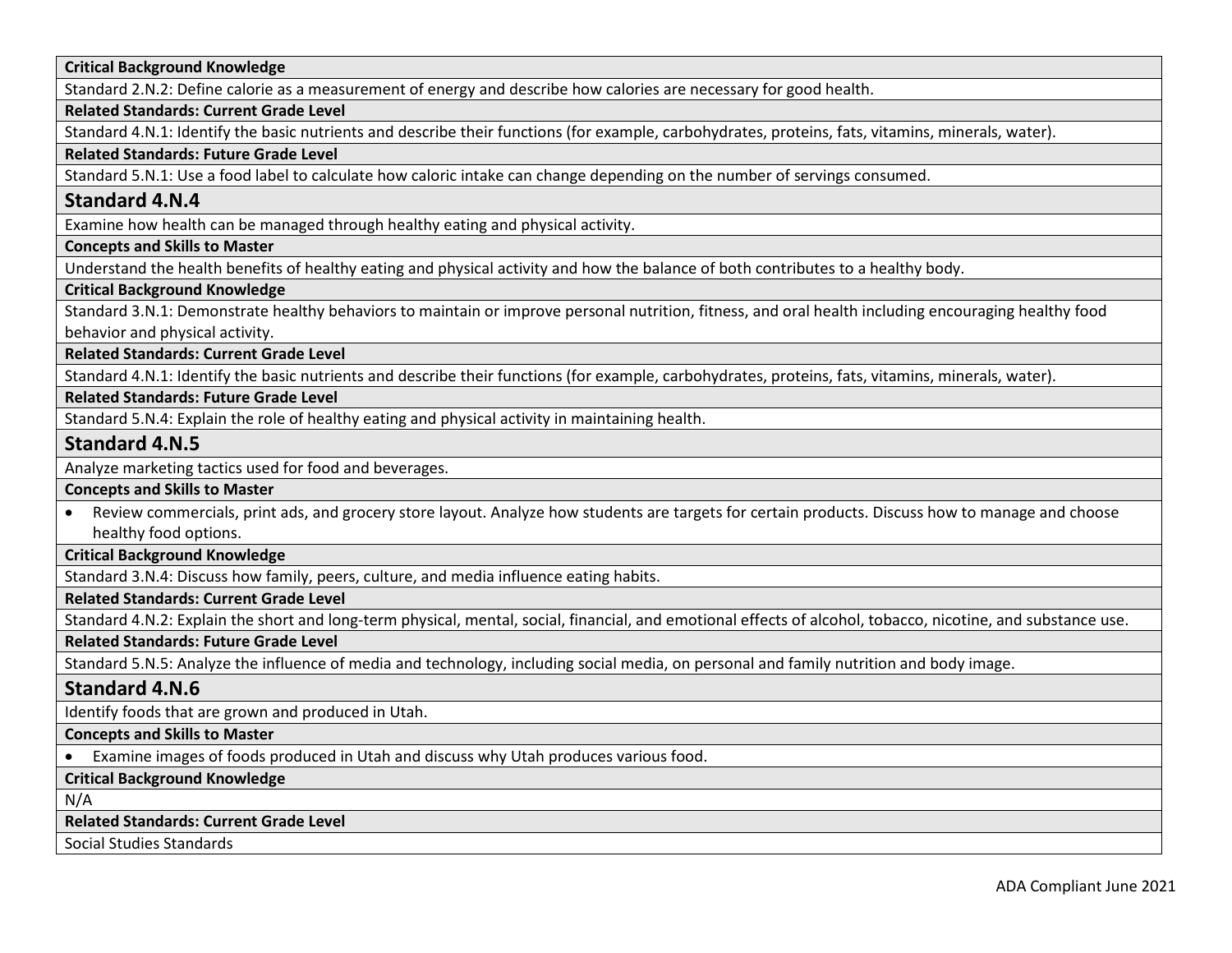**Critical Background Knowledge**

Standard 2.N.2: Define calorie as a measurement of energy and describe how calories are necessary for good health.

**Related Standards: Current Grade Level**

Standard 4.N.1: Identify the basic nutrients and describe their functions (for example, carbohydrates, proteins, fats, vitamins, minerals, water).

**Related Standards: Future Grade Level**

Standard 5.N.1: Use a food label to calculate how caloric intake can change depending on the number of servings consumed.

## Standard 4.N.4

Examine how health can be managed through healthy eating and physical activity.

**Concepts and Skills to Master**

Understand the health benefits of healthy eating and physical activity and how the balance of both contributes to a healthy body.

**Critical Background Knowledge**

Standard 3.N.1: Demonstrate healthy behaviors to maintain or improve personal nutrition, fitness, and oral health including encouraging healthy food behavior and physical activity.

**Related Standards: Current Grade Level**

Standard 4.N.1: Identify the basic nutrients and describe their functions (for example, carbohydrates, proteins, fats, vitamins, minerals, water).

**Related Standards: Future Grade Level**

Standard 5.N.4: Explain the role of healthy eating and physical activity in maintaining health.

## Standard 4.N.5

Analyze marketing tactics used for food and beverages.

**Concepts and Skills to Master**

- Review commercials, print ads, and grocery store layout. Analyze how students are targets for certain products. Discuss how to manage and choose healthy food options.

**Critical Background Knowledge**

Standard 3.N.4: Discuss how family, peers, culture, and media influence eating habits.

**Related Standards: Current Grade Level**

Standard 4.N.2: Explain the short and long-term physical, mental, social, financial, and emotional effects of alcohol, tobacco, nicotine, and substance use.

**Related Standards: Future Grade Level**

Standard 5.N.5: Analyze the influence of media and technology, including social media, on personal and family nutrition and body image.

## Standard 4.N.6

Identify foods that are grown and produced in Utah.

**Concepts and Skills to Master**

- Examine images of foods produced in Utah and discuss why Utah produces various food.

**Critical Background Knowledge**

N/A

**Related Standards: Current Grade Level**

Social Studies Standards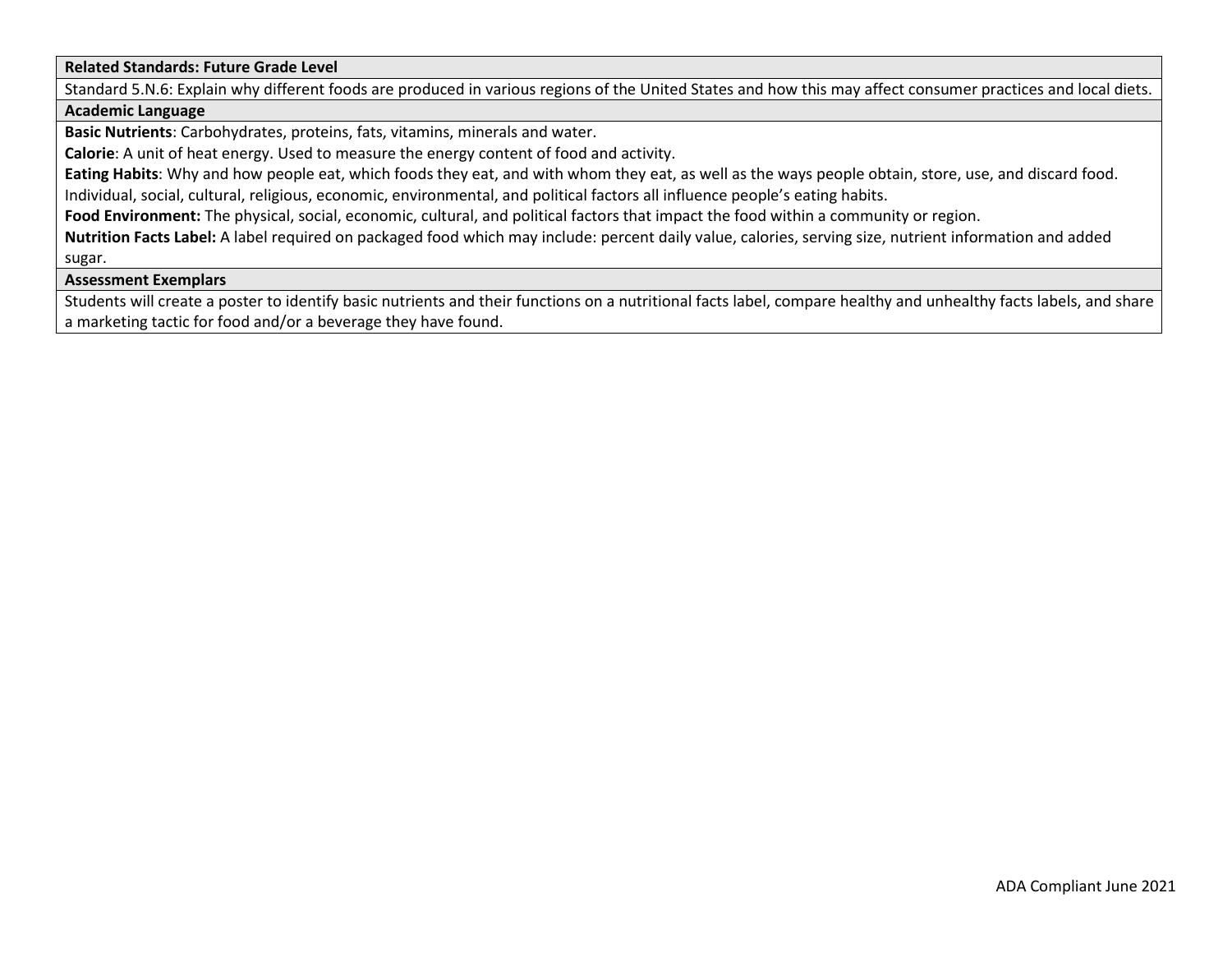**Related Standards: Future Grade Level**

Standard 5.N.6: Explain why different foods are produced in various regions of the United States and how this may affect consumer practices and local diets.

**Academic Language**

**Basic Nutrients**: Carbohydrates, proteins, fats, vitamins, minerals and water.

**Calorie**: A unit of heat energy. Used to measure the energy content of food and activity.

**Eating Habits**: Why and how people eat, which foods they eat, and with whom they eat, as well as the ways people obtain, store, use, and discard food. Individual, social, cultural, religious, economic, environmental, and political factors all influence people's eating habits.

**Food Environment:** The physical, social, economic, cultural, and political factors that impact the food within a community or region.

**Nutrition Facts Label:** A label required on packaged food which may include: percent daily value, calories, serving size, nutrient information and added sugar.

**Assessment Exemplars**

Students will create a poster to identify basic nutrients and their functions on a nutritional facts label, compare healthy and unhealthy facts labels, and share a marketing tactic for food and/or a beverage they have found.

ADA Compliant June 2021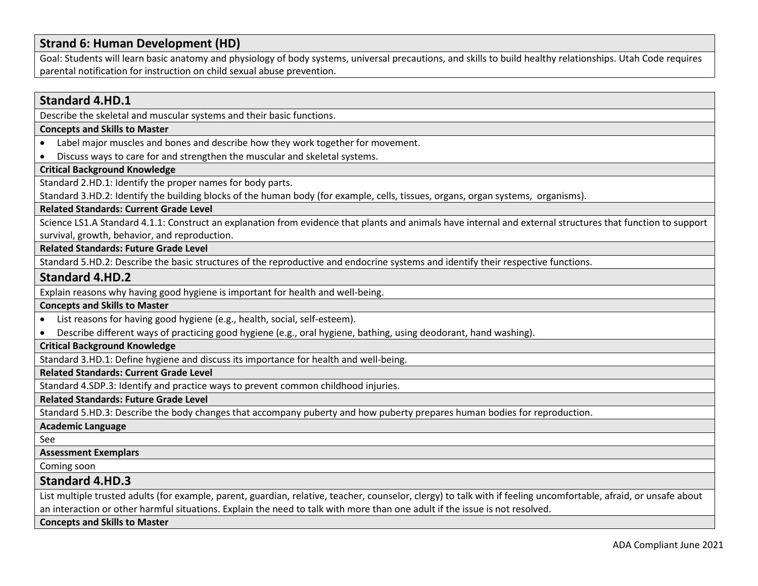## Strand 6: Human Development (HD)

Goal: Students will learn basic anatomy and physiology of body systems, universal precautions, and skills to build healthy relationships. Utah Code requires parental notification for instruction on child sexual abuse prevention.

### Standard 4.HD.1

Describe the skeletal and muscular systems and their basic functions.

**Concepts and Skills to Master**

- Label major muscles and bones and describe how they work together for movement.
- Discuss ways to care for and strengthen the muscular and skeletal systems.

**Critical Background Knowledge**

Standard 2.HD.1: Identify the proper names for body parts.

Standard 3.HD.2: Identify the building blocks of the human body (for example, cells, tissues, organs, organ systems, organisms).

**Related Standards: Current Grade Level**

Science LS1.A Standard 4.1.1: Construct an explanation from evidence that plants and animals have internal and external structures that function to support survival, growth, behavior, and reproduction.

**Related Standards: Future Grade Level**

Standard 5.HD.2: Describe the basic structures of the reproductive and endocrine systems and identify their respective functions.

### Standard 4.HD.2

Explain reasons why having good hygiene is important for health and well-being.

**Concepts and Skills to Master**

- List reasons for having good hygiene (e.g., health, social, self-esteem).
- Describe different ways of practicing good hygiene (e.g., oral hygiene, bathing, using deodorant, hand washing).

**Critical Background Knowledge**

Standard 3.HD.1: Define hygiene and discuss its importance for health and well-being.

**Related Standards: Current Grade Level**

Standard 4.SDP.3: Identify and practice ways to prevent common childhood injuries.

**Related Standards: Future Grade Level**

Standard 5.HD.3: Describe the body changes that accompany puberty and how puberty prepares human bodies for reproduction.

**Academic Language**

See

**Assessment Exemplars**

Coming soon

### Standard 4.HD.3

List multiple trusted adults (for example, parent, guardian, relative, teacher, counselor, clergy) to talk with if feeling uncomfortable, afraid, or unsafe about an interaction or other harmful situations. Explain the need to talk with more than one adult if the issue is not resolved.

**Concepts and Skills to Master**

ADA Compliant June 2021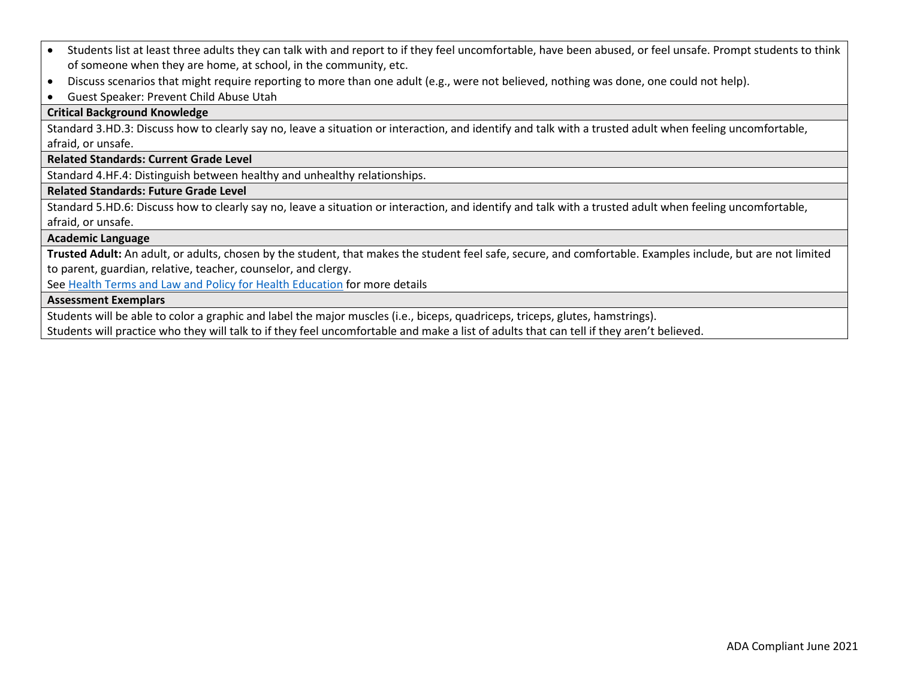- Students list at least three adults they can talk with and report to if they feel uncomfortable, have been abused, or feel unsafe. Prompt students to think of someone when they are home, at school, in the community, etc.
- Discuss scenarios that might require reporting to more than one adult (e.g., were not believed, nothing was done, one could not help).
- Guest Speaker: Prevent Child Abuse Utah

**Critical Background Knowledge**

Standard 3.HD.3: Discuss how to clearly say no, leave a situation or interaction, and identify and talk with a trusted adult when feeling uncomfortable, afraid, or unsafe.

**Related Standards: Current Grade Level**

Standard 4.HF.4: Distinguish between healthy and unhealthy relationships.

**Related Standards: Future Grade Level**

Standard 5.HD.6: Discuss how to clearly say no, leave a situation or interaction, and identify and talk with a trusted adult when feeling uncomfortable, afraid, or unsafe.

**Academic Language**

**Trusted Adult:** An adult, or adults, chosen by the student, that makes the student feel safe, secure, and comfortable. Examples include, but are not limited to parent, guardian, relative, teacher, counselor, and clergy.

See [Health Terms and Law and Policy for Health Education] for more details

**Assessment Exemplars**

Students will be able to color a graphic and label the major muscles (i.e., biceps, quadriceps, triceps, glutes, hamstrings).

Students will practice who they will talk to if they feel uncomfortable and make a list of adults that can tell if they aren't believed.

ADA Compliant June 2021